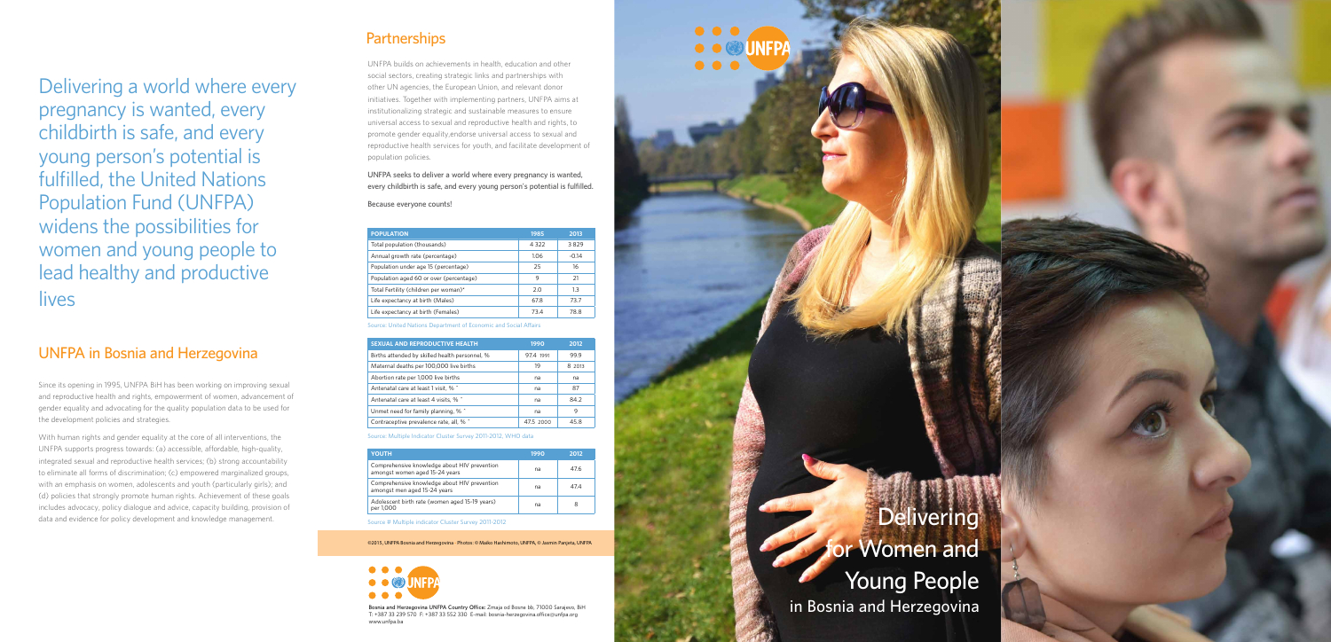Delivering a world where every pregnancy is wanted, every childbirth is safe, and every young person's potential is fulfilled, the United Nations Population Fund (UNFPA) widens the possibilities for women and young people to lead healthy and productive lives

## UNFPA in Bosnia and Herzegovina

Since its opening in 1995, UNFPA BiH has been working on improving sexual and reproductive health and rights, empowerment of women, advancement of gender equality and advocating for the quality population data to be used for the development policies and strategies.

With human rights and gender equality at the core of all interventions, the UNFPA supports progress towards: (a) accessible, affordable, high-quality, integrated sexual and reproductive health services; (b) strong accountability to eliminate all forms of discrimination; (c) empowered marginalized groups, with an emphasis on women, adolescents and youth (particularly girls); and (d) policies that strongly promote human rights. Achievement of these goals includes advocacy, policy dialogue and advice, capacity building, provision of data and evidence for policy development and knowledge management.

## Partnerships

UNFPA builds on achievements in health, education and other social sectors, creating strategic links and partnerships with other UN agencies, the European Union, and relevant donor initiatives. Together with implementing partners, UNFPA aims at institutionalizing strategic and sustainable measures to ensure universal access to sexual and reproductive health and rights, to promote gender equality,endorse universal access to sexual and reproductive health services for youth, and facilitate development of population policies.

UNFPA seeks to deliver a world where every pregnancy is wanted, every childbirth is safe, and every young person's potential is fulfilled.

Because everyone counts!

| POPULATION | 1985 | 2013 |
| --- | --- | --- |
| Total population (thousands) | 4 322 | 3 829 |
| Annual growth rate (percentage) | 1.06 | -0.14 |
| Population under age 15 (percentage) | 25 | 16 |
| Population aged 60 or over (percentage) | 9 | 21 |
| Total Fertility (children per woman)* | 2.0 | 1.3 |
| Life expectancy at birth (Males) | 67.8 | 73.7 |
| Life expectancy at birth (Females) | 73.4 | 78.8 |

Source: United Nations Department of Economic and Social Affairs

| SEXUAL AND REPRODUCTIVE HEALTH | 1990 | 2012 |
| --- | --- | --- |
| Births attended by skilled health personnel, % | 97.4 1991 | 99.9 |
| Maternal deaths per 100,000 live births | 19 | 8 2013 |
| Abortion rate per 1,000 live births | na | na |
| Antenatal care at least 1 visit, % ˆ | na | 87 |
| Antenatal care at least 4 visits, % ˆ | na | 84.2 |
| Unmet need for family planning, % ˆ | na | 9 |
| Contraceptive prevalence rate, all, % ˆ | 47.5 2000 | 45.8 |

Source: Multiple Indicator Cluster Survey 2011-2012, WHO data

| YOUTH | 1990 | 2012 |
| --- | --- | --- |
| Comprehensive knowledge about HIV prevention amongst women aged 15-24 years | na | 47.6 |
| Comprehensive knowledge about HIV prevention amongst men aged 15-24 years | na | 47.4 |
| Adolescent birth rate (women aged 15-19 years) per 1,000 | na | 8 |

Source # Multiple indicator Cluster Survey 2011-2012

©2015, UNFPA Bosnia and Herzegovina · Photos: © Maiko Hashimoto, UNFPA, © Jasmin Panjeta, UNFPA

**Bosnia and Herzegovina UNFPA Country Office:** Zmaja od Bosne bb, 71000 Sarajevo, BiH
T: +387 33 239 570 F: +387 33 552 330 E-mail: bosnia-herzegovina.office@unfpa.org
www.unfpa.ba

# Delivering for Women and Young People

## in Bosnia and Herzegovina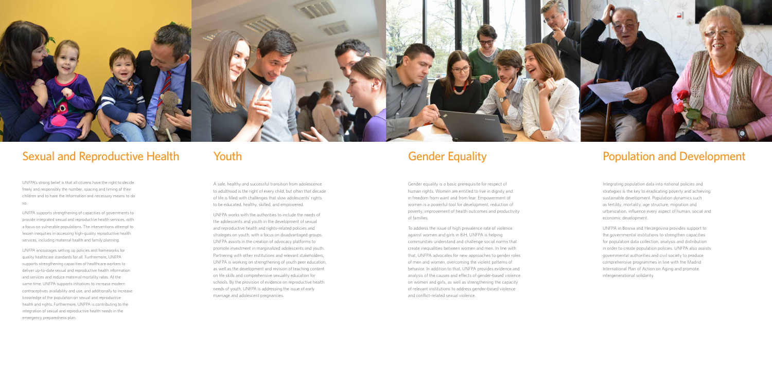## Sexual and Reproductive Health

UNFPA's strong belief is that all citizens have the right to decide freely and responsibly the number, spacing and timing of their children and to have the information and necessary means to do so.

UNFPA supports strengthening of capacities of governments to provide integrated sexual and reproductive health services, with a focus on vulnerable populations. The interventions attempt to lessen inequities in accessing high-quality reproductive health services, including maternal health and family planning.

UNFPA encourages setting up policies and frameworks for quality healthcare standards for all. Furthermore, UNFPA supports strengthening capacities of healthcare workers to deliver up-to-date sexual and reproductive health information and services and reduce maternal mortality rates. At the same time, UNFPA supports initiatives to increase modern contraceptives availability and use, and additionally to increase knowledge of the population on sexual and reproductive health and rights. Furthermore, UNFPA is contributing to the integration of sexual and reproductive health needs in the emergency preparedness plan.

## Youth

A safe, healthy and successful transition from adolescence to adulthood is the right of every child, but often that decade of life is filled with challenges that slow adolescents' rights to be educated, healthy, skilled, and empowered.

UNFPA works with the authorities to include the needs of the adolescents and youth in the development of sexual and reproductive health and rights-related policies and strategies on youth, with a focus on disadvantaged groups. UNFPA assists in the creation of advocacy platforms to promote investment in marginalized adolescents and youth. Partnering with other institutions and relevant stakeholders, UNFPA is working on strengthening of youth peer education, as well as the development and revision of teaching content on life skills and comprehensive sexuality education for schools. By the provision of evidence on reproductive health needs of youth, UNFPA is addressing the issue of early marriage and adolescent pregnancies.

## Gender Equality

Gender equality is a basic prerequisite for respect of human rights. Women are entitled to live in dignity and in freedom from want and from fear. Empowerment of women is a powerful tool for development, reduction of poverty, improvement of health outcomes and productivity of families.

To address the issue of high prevalence rate of violence against women and girls in BiH, UNFPA is helping communities understand and challenge social norms that create inequalities between women and men. In line with that, UNFPA advocates for new approaches to gender roles of men and women, overcoming the violent patterns of behavior. In addition to that, UNFPA provides evidence and analysis of the causes and effects of gender-based violence on women and girls, as well as strengthening the capacity of relevant institutions to address gender-based violence and conflict-related sexual violence.

## Population and Development

Integrating population data into national policies and strategies is the key to eradicating poverty and achieving sustainable development. Population dynamics such as fertility, mortality, age structure, migration and urbanization, influence every aspect of human, social and economic development.

UNFPA in Bosnia and Herzegovina provides support to the governmental institutions to strengthen capacities for population data collection, analysis and distribution in order to create population policies. UNFPA also assists governmental authorities and civil society to produce comprehensive programmes in line with the Madrid International Plan of Action on Aging and promote intergenerational solidarity.